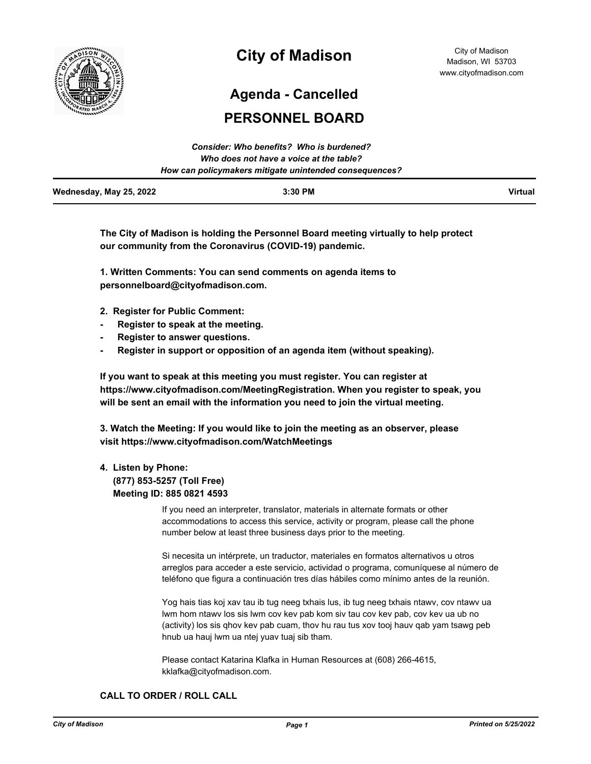# City of Madison

City of Madison
Madison, WI 53703
www.cityofmadison.com

## Agenda - Cancelled

## PERSONNEL BOARD

*Consider: Who benefits? Who is burdened?*
*Who does not have a voice at the table?*
*How can policymakers mitigate unintended consequences?*

| Wednesday, May 25, 2022 | 3:30 PM | Virtual |
|---|---|---|

**The City of Madison is holding the Personnel Board meeting virtually to help protect our community from the Coronavirus (COVID-19) pandemic.**

**1. Written Comments: You can send comments on agenda items to personnelboard@cityofmadison.com.**

**2. Register for Public Comment:**
- **Register to speak at the meeting.**
- **Register to answer questions.**
- **Register in support or opposition of an agenda item (without speaking).**

**If you want to speak at this meeting you must register. You can register at https://www.cityofmadison.com/MeetingRegistration. When you register to speak, you will be sent an email with the information you need to join the virtual meeting.**

**3. Watch the Meeting: If you would like to join the meeting as an observer, please visit https://www.cityofmadison.com/WatchMeetings**

**4. Listen by Phone:**
**(877) 853-5257 (Toll Free)**
**Meeting ID: 885 0821 4593**

If you need an interpreter, translator, materials in alternate formats or other accommodations to access this service, activity or program, please call the phone number below at least three business days prior to the meeting.

Si necesita un intérprete, un traductor, materiales en formatos alternativos u otros arreglos para acceder a este servicio, actividad o programa, comuníquese al número de teléfono que figura a continuación tres días hábiles como mínimo antes de la reunión.

Yog hais tias koj xav tau ib tug neeg txhais lus, ib tug neeg txhais ntawv, cov ntawv ua lwm hom ntawv los sis lwm cov kev pab kom siv tau cov kev pab, cov kev ua ub no (activity) los sis qhov kev pab cuam, thov hu rau tus xov tooj hauv qab yam tsawg peb hnub ua hauj lwm ua ntej yuav tuaj sib tham.

Please contact Katarina Klafka in Human Resources at (608) 266-4615, kklafka@cityofmadison.com.

### CALL TO ORDER / ROLL CALL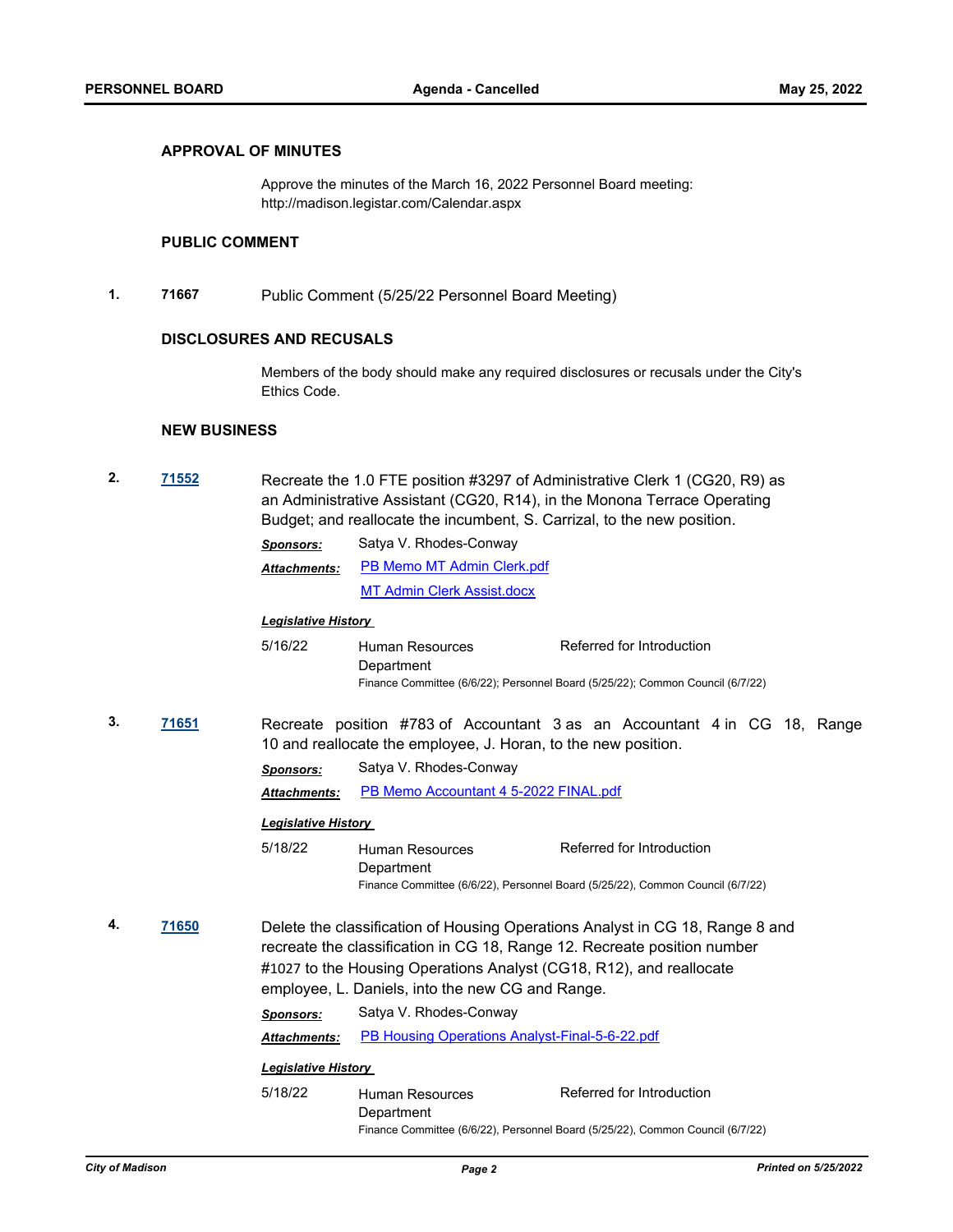## APPROVAL OF MINUTES

Approve the minutes of the March 16, 2022 Personnel Board meeting: http://madison.legistar.com/Calendar.aspx

## PUBLIC COMMENT

**1.** **71667** Public Comment (5/25/22 Personnel Board Meeting)

## DISCLOSURES AND RECUSALS

Members of the body should make any required disclosures or recusals under the City's Ethics Code.

## NEW BUSINESS

**2.** **71552** Recreate the 1.0 FTE position #3297 of Administrative Clerk 1 (CG20, R9) as an Administrative Assistant (CG20, R14), in the Monona Terrace Operating Budget; and reallocate the incumbent, S. Carrizal, to the new position.

***Sponsors:*** Satya V. Rhodes-Conway

***Attachments:*** PB Memo MT Admin Clerk.pdf
MT Admin Clerk Assist.docx

***Legislative History***

5/16/22 Human Resources Department — Referred for Introduction
Finance Committee (6/6/22); Personnel Board (5/25/22); Common Council (6/7/22)

**3.** **71651** Recreate position #783 of Accountant 3 as an Accountant 4 in CG 18, Range 10 and reallocate the employee, J. Horan, to the new position.

***Sponsors:*** Satya V. Rhodes-Conway

***Attachments:*** PB Memo Accountant 4 5-2022 FINAL.pdf

***Legislative History***

5/18/22 Human Resources Department — Referred for Introduction
Finance Committee (6/6/22), Personnel Board (5/25/22), Common Council (6/7/22)

**4.** **71650** Delete the classification of Housing Operations Analyst in CG 18, Range 8 and recreate the classification in CG 18, Range 12. Recreate position number #1027 to the Housing Operations Analyst (CG18, R12), and reallocate employee, L. Daniels, into the new CG and Range.

***Sponsors:*** Satya V. Rhodes-Conway

***Attachments:*** PB Housing Operations Analyst-Final-5-6-22.pdf

***Legislative History***

5/18/22 Human Resources Department — Referred for Introduction
Finance Committee (6/6/22), Personnel Board (5/25/22), Common Council (6/7/22)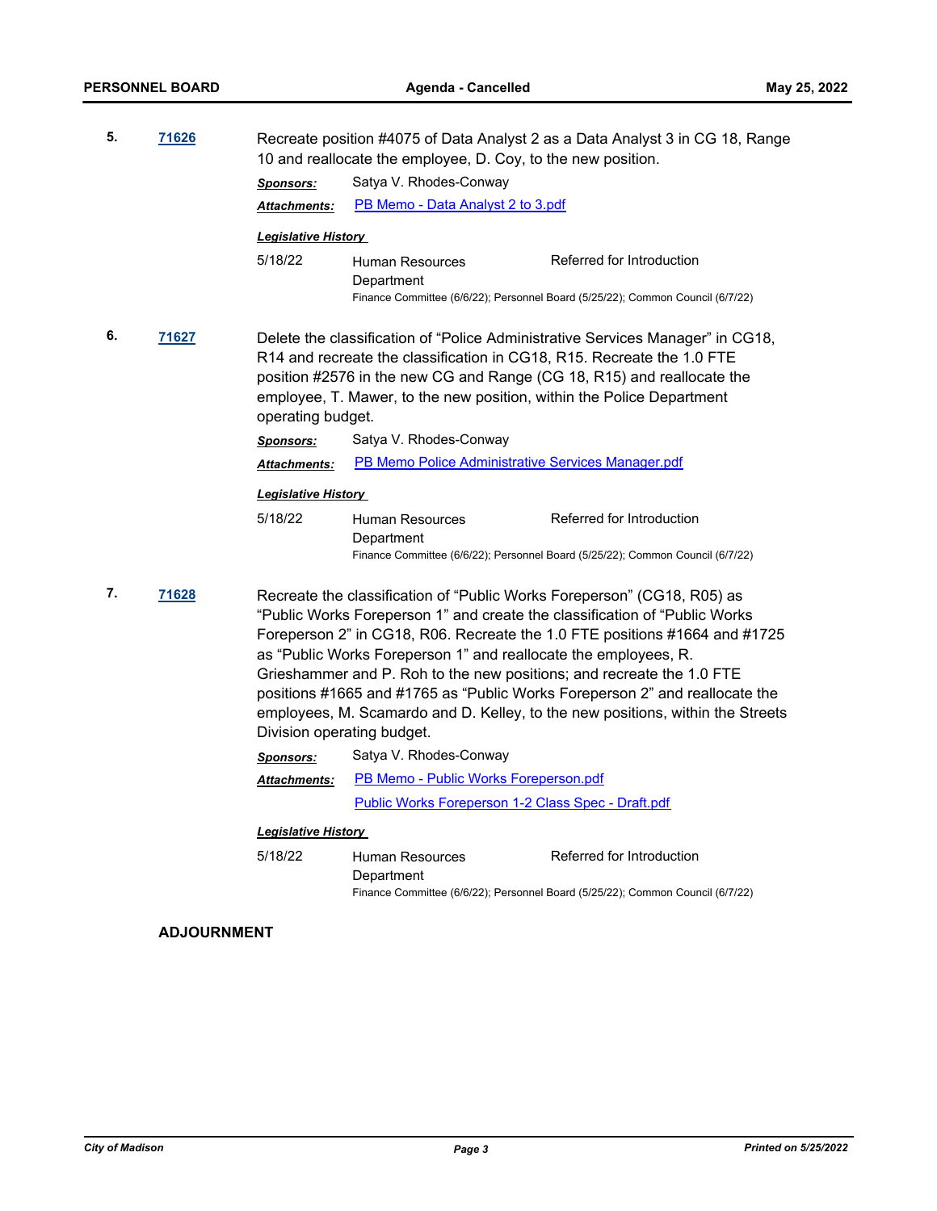**5.** **71626** Recreate position #4075 of Data Analyst 2 as a Data Analyst 3 in CG 18, Range 10 and reallocate the employee, D. Coy, to the new position.

***Sponsors:*** Satya V. Rhodes-Conway

***Attachments:*** PB Memo - Data Analyst 2 to 3.pdf

***Legislative History***

5/18/22 Human Resources Department Referred for Introduction

Finance Committee (6/6/22); Personnel Board (5/25/22); Common Council (6/7/22)

**6.** **71627** Delete the classification of "Police Administrative Services Manager" in CG18, R14 and recreate the classification in CG18, R15. Recreate the 1.0 FTE position #2576 in the new CG and Range (CG 18, R15) and reallocate the employee, T. Mawer, to the new position, within the Police Department operating budget.

***Sponsors:*** Satya V. Rhodes-Conway

***Attachments:*** PB Memo Police Administrative Services Manager.pdf

***Legislative History***

5/18/22 Human Resources Department Referred for Introduction

Finance Committee (6/6/22); Personnel Board (5/25/22); Common Council (6/7/22)

**7.** **71628** Recreate the classification of "Public Works Foreperson" (CG18, R05) as "Public Works Foreperson 1" and create the classification of "Public Works Foreperson 2" in CG18, R06. Recreate the 1.0 FTE positions #1664 and #1725 as "Public Works Foreperson 1" and reallocate the employees, R. Grieshammer and P. Roh to the new positions; and recreate the 1.0 FTE positions #1665 and #1765 as "Public Works Foreperson 2" and reallocate the employees, M. Scamardo and D. Kelley, to the new positions, within the Streets Division operating budget.

***Sponsors:*** Satya V. Rhodes-Conway

***Attachments:*** PB Memo - Public Works Foreperson.pdf

Public Works Foreperson 1-2 Class Spec - Draft.pdf

***Legislative History***

5/18/22 Human Resources Department Referred for Introduction

Finance Committee (6/6/22); Personnel Board (5/25/22); Common Council (6/7/22)

## ADJOURNMENT